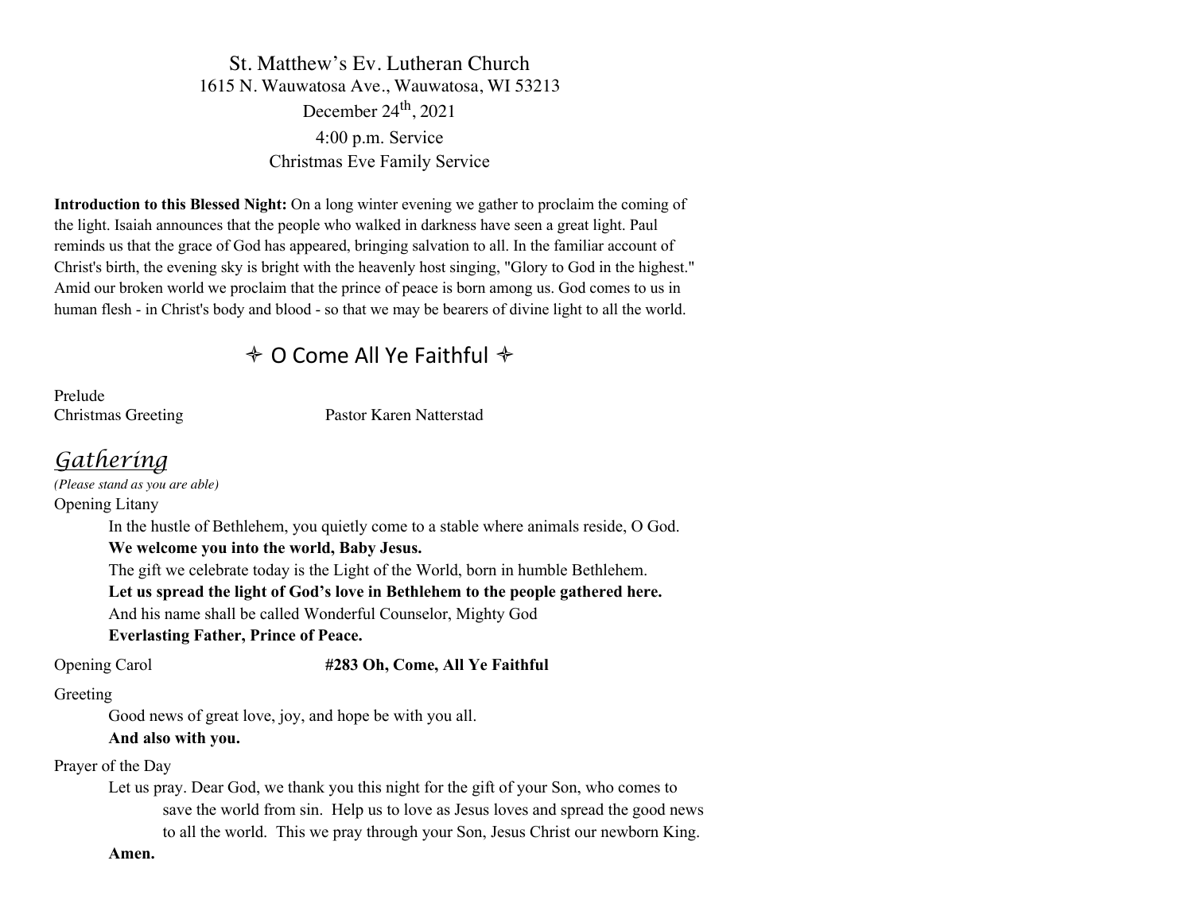St. Matthew's Ev. Lutheran Church
1615 N. Wauwatosa Ave., Wauwatosa, WI 53213
December 24th, 2021
4:00 p.m. Service
Christmas Eve Family Service

**Introduction to this Blessed Night:** On a long winter evening we gather to proclaim the coming of the light. Isaiah announces that the people who walked in darkness have seen a great light. Paul reminds us that the grace of God has appeared, bringing salvation to all. In the familiar account of Christ's birth, the evening sky is bright with the heavenly host singing, "Glory to God in the highest." Amid our broken world we proclaim that the prince of peace is born among us. God comes to us in human flesh - in Christ's body and blood - so that we may be bearers of divine light to all the world.

## ✧ O Come All Ye Faithful ✧

Prelude

Christmas Greeting Pastor Karen Natterstad

## *Gathering*

*(Please stand as you are able)*

Opening Litany

In the hustle of Bethlehem, you quietly come to a stable where animals reside, O God.
**We welcome you into the world, Baby Jesus.**
The gift we celebrate today is the Light of the World, born in humble Bethlehem.
**Let us spread the light of God's love in Bethlehem to the people gathered here.**
And his name shall be called Wonderful Counselor, Mighty God
**Everlasting Father, Prince of Peace.**

Opening Carol **#283 Oh, Come, All Ye Faithful**

Greeting

Good news of great love, joy, and hope be with you all.
**And also with you.**

Prayer of the Day

Let us pray. Dear God, we thank you this night for the gift of your Son, who comes to save the world from sin. Help us to love as Jesus loves and spread the good news to all the world. This we pray through your Son, Jesus Christ our newborn King.
**Amen.**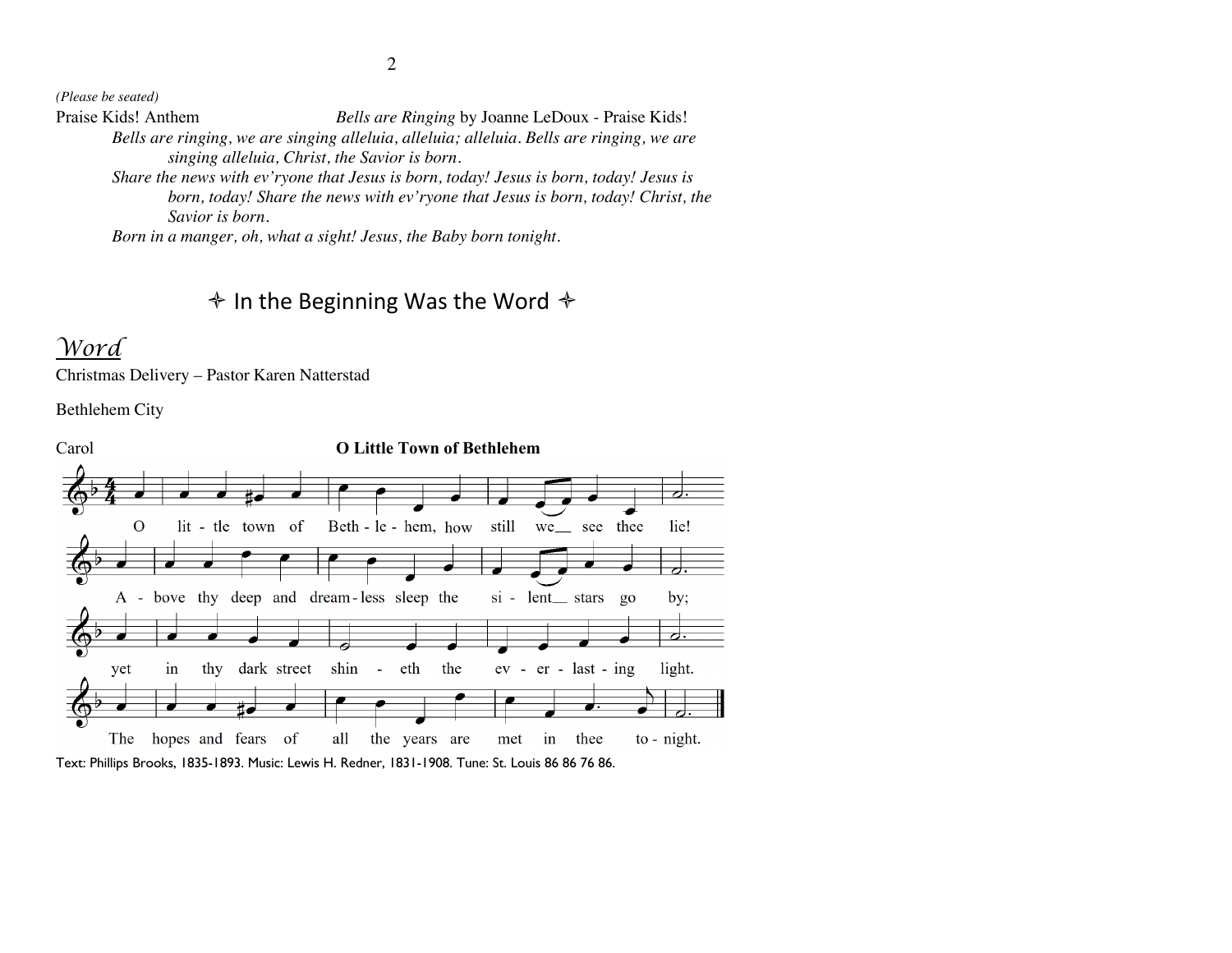*(Please be seated)*

Praise Kids! Anthem *Bells are Ringing* by Joanne LeDoux - Praise Kids!

*Bells are ringing, we are singing alleluia, alleluia; alleluia. Bells are ringing, we are singing alleluia, Christ, the Savior is born.*

*Share the news with ev'ryone that Jesus is born, today! Jesus is born, today! Jesus is born, today! Share the news with ev'ryone that Jesus is born, today! Christ, the Savior is born.*

*Born in a manger, oh, what a sight! Jesus, the Baby born tonight.*

## ✧ In the Beginning Was the Word ✧

## *Word*

Christmas Delivery – Pastor Karen Natterstad

Bethlehem City

Carol **O Little Town of Bethlehem**

O little town of Bethlehem, how still we see thee lie!
Above thy deep and dreamless sleep the silent stars go by;
yet in thy dark street shineth the everlasting light.
The hopes and fears of all the years are met in thee tonight.

Text: Phillips Brooks, 1835-1893. Music: Lewis H. Redner, 1831-1908. Tune: St. Louis 86 86 76 86.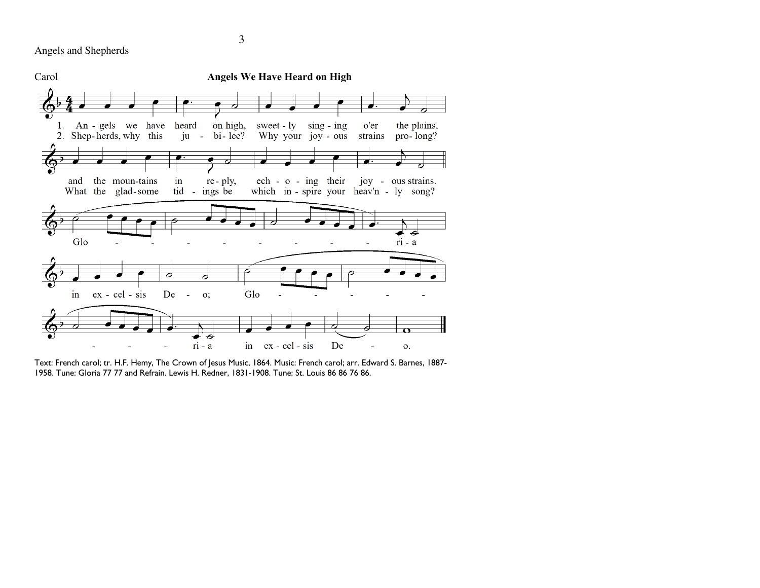Angels and Shepherds

Carol

**Angels We Have Heard on High**

1. An - gels we have heard on high, sweet - ly sing - ing o'er the plains,
and the moun-tains in re - ply, ech - o - ing their joy - ous strains.

2. Shep - herds, why this ju - bi - lee? Why your joy - ous strains pro - long?
What the glad - some tid - ings be which in - spire your heav'n - ly song?

Glo - - - - - - - - ri - a in ex - cel - sis De - o;
Glo - - - - - - - - ri - a in ex - cel - sis De - o.

Text: French carol; tr. H.F. Hemy, The Crown of Jesus Music, 1864. Music: French carol; arr. Edward S. Barnes, 1887-1958. Tune: Gloria 77 77 and Refrain. Lewis H. Redner, 1831-1908. Tune: St. Louis 86 86 76 86.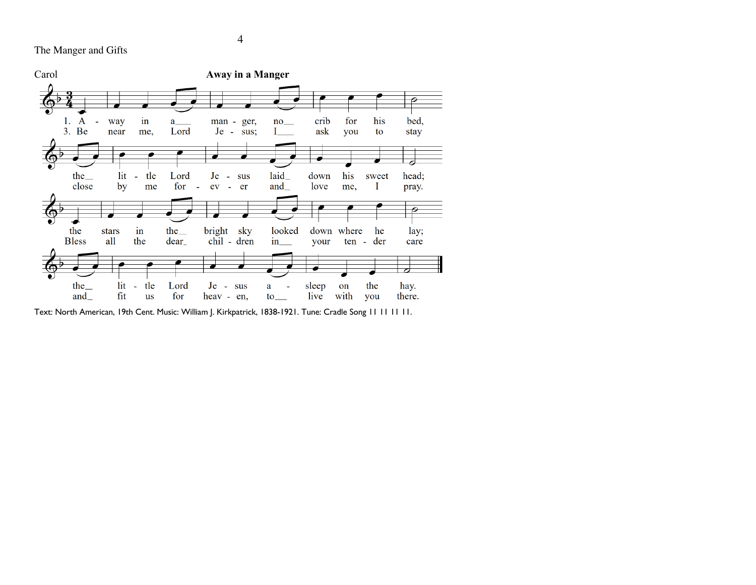The Manger and Gifts

Carol

**Away in a Manger**

1. Away in a manger, no crib for his bed,
the little Lord Jesus laid down his sweet head;
the stars in the bright sky looked down where he lay;
the little Lord Jesus asleep on the hay.

3. Be near me, Lord Jesus; I ask you to stay
close by me for ever and love me, I pray.
Bless all the dear children in your tender care
and fit us for heaven, to live with you there.

Text: North American, 19th Cent. Music: William J. Kirkpatrick, 1838-1921. Tune: Cradle Song 11 11 11 11.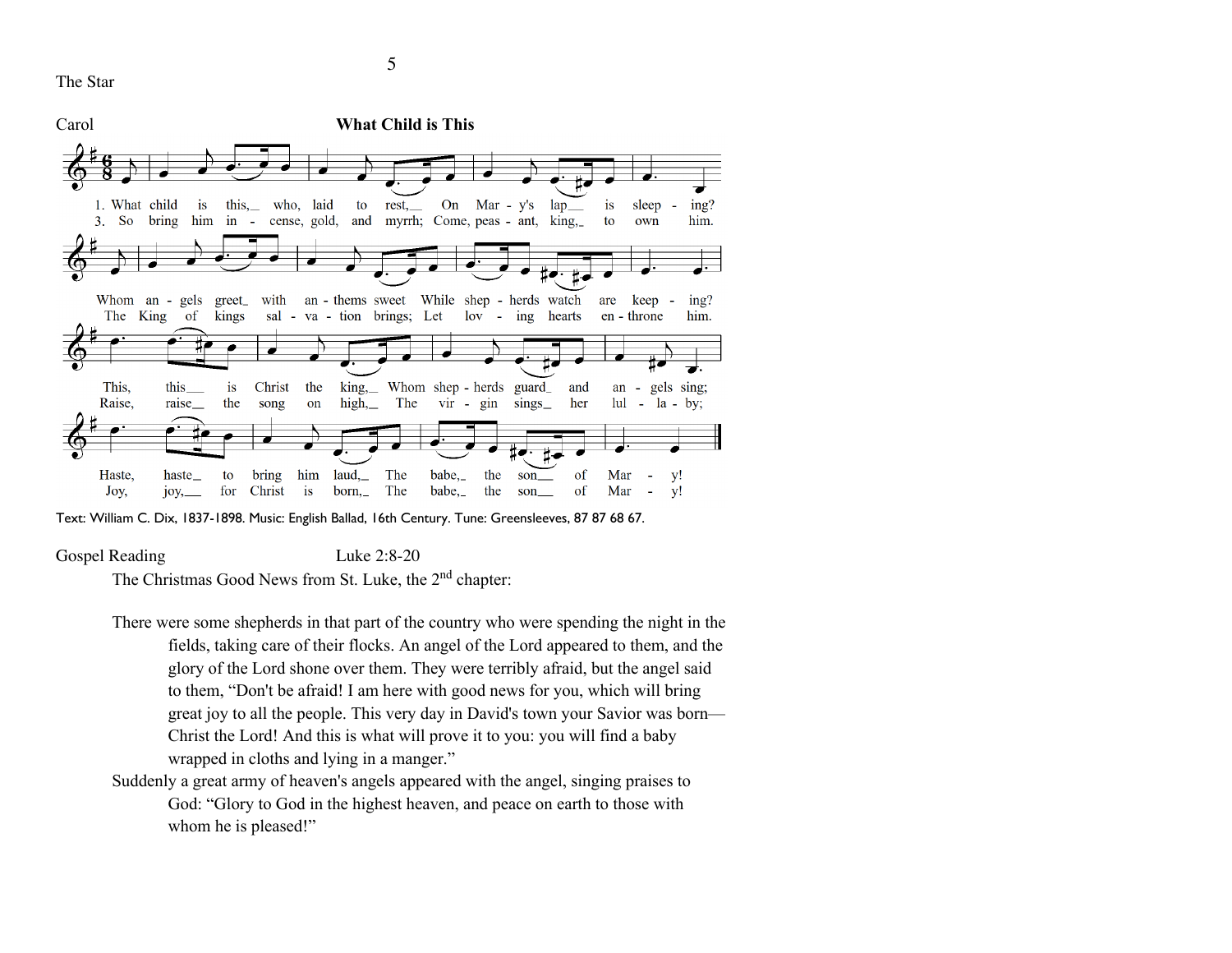The Star

Carol **What Child is This**

1. What child is this, who, laid to rest, On Mary's lap is sleeping?
Whom angels greet with anthems sweet While shepherds watch are keeping?
This, this is Christ the king, Whom shepherds guard and angels sing;
Haste, haste to bring him laud, The babe, the son of Mary!

3. So bring him incense, gold, and myrrh; Come, peasant, king, to own him.
The King of kings salvation brings; Let loving hearts enthrone him.
Raise, raise the song on high, The virgin sings her lullaby;
Joy, joy, for Christ is born, The babe, the son of Mary!

Text: William C. Dix, 1837-1898. Music: English Ballad, 16th Century. Tune: Greensleeves, 87 87 68 67.

Gospel Reading Luke 2:8-20

The Christmas Good News from St. Luke, the 2nd chapter:

There were some shepherds in that part of the country who were spending the night in the fields, taking care of their flocks. An angel of the Lord appeared to them, and the glory of the Lord shone over them. They were terribly afraid, but the angel said to them, “Don't be afraid! I am here with good news for you, which will bring great joy to all the people. This very day in David's town your Savior was born—Christ the Lord! And this is what will prove it to you: you will find a baby wrapped in cloths and lying in a manger.”

Suddenly a great army of heaven's angels appeared with the angel, singing praises to God: “Glory to God in the highest heaven, and peace on earth to those with whom he is pleased!”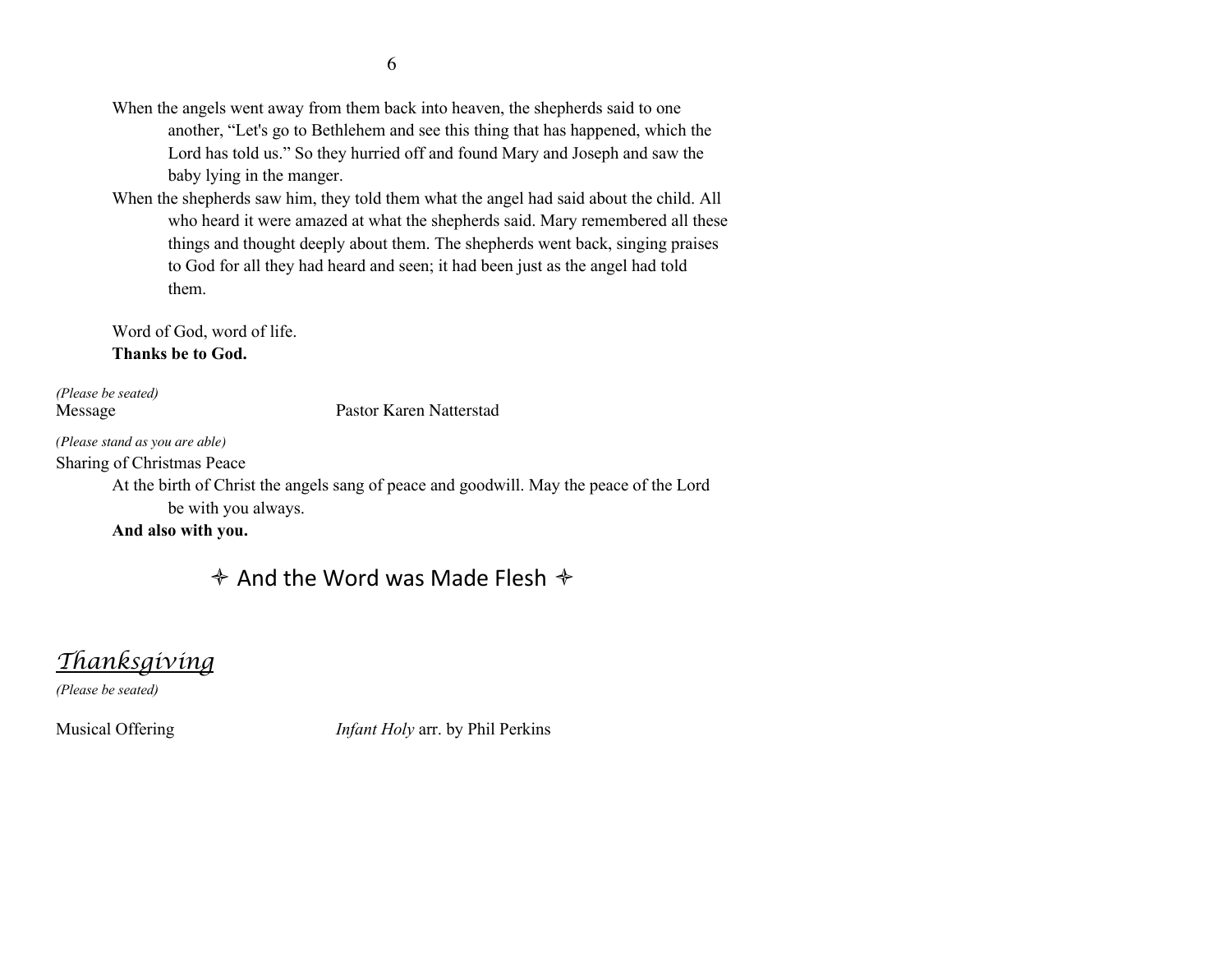When the angels went away from them back into heaven, the shepherds said to one another, “Let's go to Bethlehem and see this thing that has happened, which the Lord has told us.” So they hurried off and found Mary and Joseph and saw the baby lying in the manger.

When the shepherds saw him, they told them what the angel had said about the child. All who heard it were amazed at what the shepherds said. Mary remembered all these things and thought deeply about them. The shepherds went back, singing praises to God for all they had heard and seen; it had been just as the angel had told them.

Word of God, word of life.
**Thanks be to God.**

*(Please be seated)*
Message                                        Pastor Karen Natterstad

*(Please stand as you are able)*
Sharing of Christmas Peace

At the birth of Christ the angels sang of peace and goodwill. May the peace of the Lord be with you always.
**And also with you.**

## ✧ And the Word was Made Flesh ✧

## *Thanksgiving*

*(Please be seated)*

Musical Offering                                *Infant Holy* arr. by Phil Perkins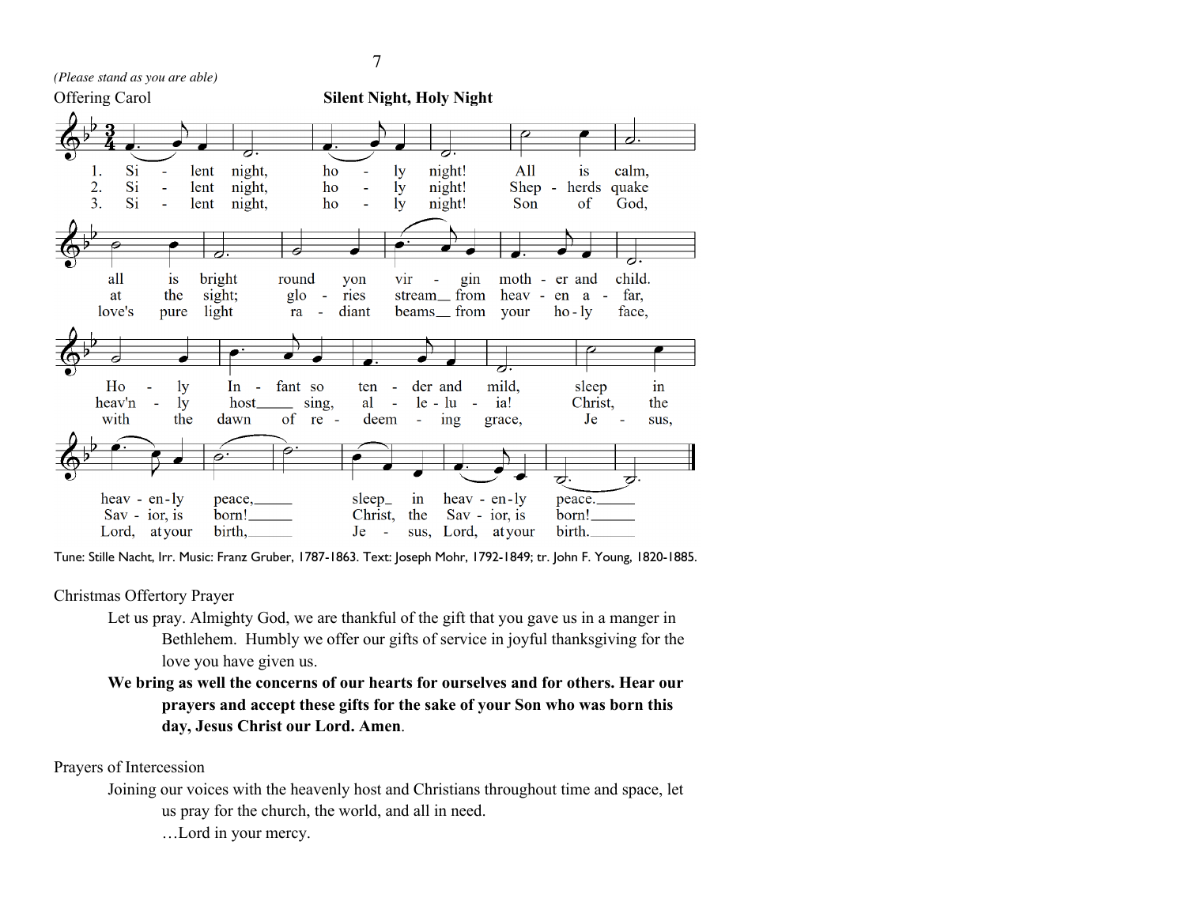*(Please stand as you are able)*

Offering Carol **Silent Night, Holy Night**

1. Silent night, holy night! All is calm, all is bright round yon virgin mother and child. Holy Infant so tender and mild, sleep in heavenly peace, sleep in heavenly peace.
2. Silent night, holy night! Shepherds quake at the sight; glories stream from heaven afar, heav'nly host sing, alleluia! Christ, the Savior, is born! Christ, the Savior, is born!
3. Silent night, holy night! Son of God, love's pure light radiant beams from your holy face, with the dawn of redeeming grace, Jesus, Lord, at your birth, Jesus, Lord, at your birth.

Tune: Stille Nacht, Irr. Music: Franz Gruber, 1787-1863. Text: Joseph Mohr, 1792-1849; tr. John F. Young, 1820-1885.

Christmas Offertory Prayer

Let us pray. Almighty God, we are thankful of the gift that you gave us in a manger in Bethlehem. Humbly we offer our gifts of service in joyful thanksgiving for the love you have given us.

**We bring as well the concerns of our hearts for ourselves and for others. Hear our prayers and accept these gifts for the sake of your Son who was born this day, Jesus Christ our Lord. Amen**.

Prayers of Intercession

Joining our voices with the heavenly host and Christians throughout time and space, let us pray for the church, the world, and all in need.

…Lord in your mercy.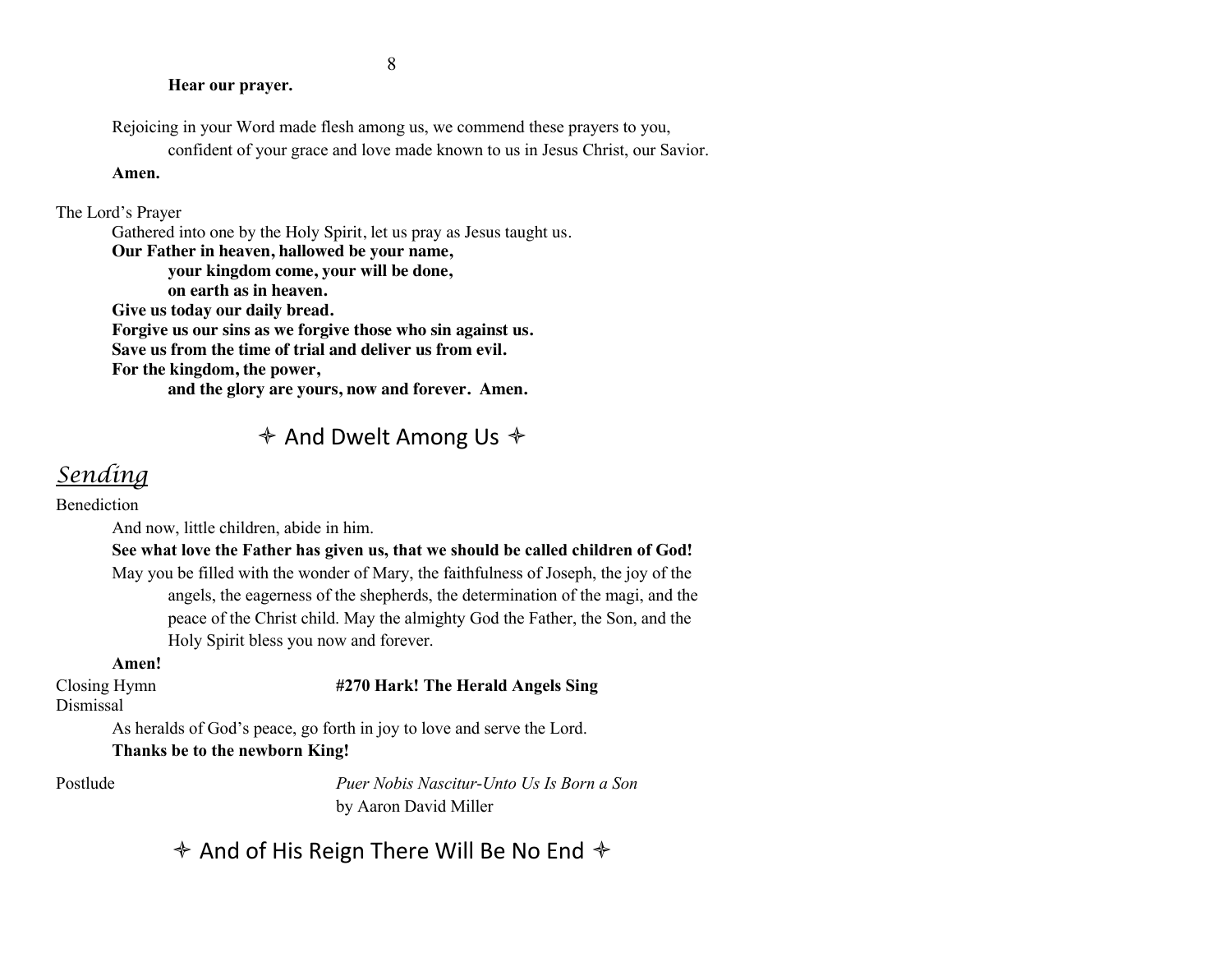**Hear our prayer.**

Rejoicing in your Word made flesh among us, we commend these prayers to you, confident of your grace and love made known to us in Jesus Christ, our Savior.
**Amen.**

The Lord's Prayer

Gathered into one by the Holy Spirit, let us pray as Jesus taught us.
**Our Father in heaven, hallowed be your name,**
**your kingdom come, your will be done,**
**on earth as in heaven.**
**Give us today our daily bread.**
**Forgive us our sins as we forgive those who sin against us.**
**Save us from the time of trial and deliver us from evil.**
**For the kingdom, the power,**
**and the glory are yours, now and forever. Amen.**

✧ And Dwelt Among Us ✧

## *Sending*

Benediction

And now, little children, abide in him.
**See what love the Father has given us, that we should be called children of God!**
May you be filled with the wonder of Mary, the faithfulness of Joseph, the joy of the angels, the eagerness of the shepherds, the determination of the magi, and the peace of the Christ child. May the almighty God the Father, the Son, and the Holy Spirit bless you now and forever.
**Amen!**

Closing Hymn **#270 Hark! The Herald Angels Sing**

Dismissal

As heralds of God's peace, go forth in joy to love and serve the Lord.
**Thanks be to the newborn King!**

Postlude *Puer Nobis Nascitur-Unto Us Is Born a Son*
by Aaron David Miller

✧ And of His Reign There Will Be No End ✧